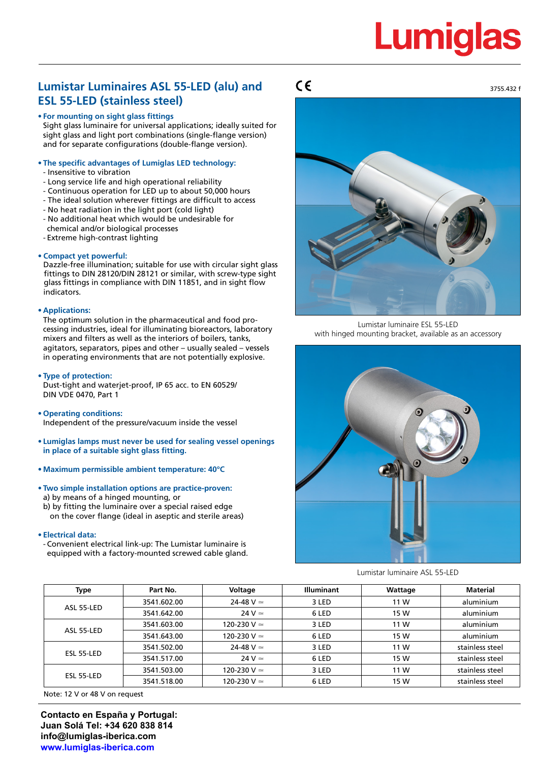# Lumiglas

## Lumistar Luminaires ASL 55-LED (alu) and ESL 55-LED (stainless steel)

CE

3755.432 f

- **For mounting on sight glass fittings**
  Sight glass luminaire for universal applications; ideally suited for sight glass and light port combinations (single-flange version) and for separate configurations (double-flange version).

- **The specific advantages of Lumiglas LED technology:**
  - Insensitive to vibration
  - Long service life and high operational reliability
  - Continuous operation for LED up to about 50,000 hours
  - The ideal solution wherever fittings are difficult to access
  - No heat radiation in the light port (cold light)
  - No additional heat which would be undesirable for chemical and/or biological processes
  - Extreme high-contrast lighting

- **Compact yet powerful:**
  Dazzle-free illumination; suitable for use with circular sight glass fittings to DIN 28120/DIN 28121 or similar, with screw-type sight glass fittings in compliance with DIN 11851, and in sight flow indicators.

- **Applications:**
  The optimum solution in the pharmaceutical and food processing industries, ideal for illuminating bioreactors, laboratory mixers and filters as well as the interiors of boilers, tanks, agitators, separators, pipes and other – usually sealed – vessels in operating environments that are not potentially explosive.

- **Type of protection:**
  Dust-tight and waterjet-proof, IP 65 acc. to EN 60529/ DIN VDE 0470, Part 1

- **Operating conditions:**
  Independent of the pressure/vacuum inside the vessel

- **Lumiglas lamps must never be used for sealing vessel openings in place of a suitable sight glass fitting.**

- **Maximum permissible ambient temperature: 40°C**

- **Two simple installation options are practice-proven:**
  a) by means of a hinged mounting, or
  b) by fitting the luminaire over a special raised edge on the cover flange (ideal in aseptic and sterile areas)

- **Electrical data:**
  - Convenient electrical link-up: The Lumistar luminaire is equipped with a factory-mounted screwed cable gland.

Lumistar luminaire ESL 55-LED with hinged mounting bracket, available as an accessory

Lumistar luminaire ASL 55-LED

| Type | Part No. | Voltage | Illuminant | Wattage | Material |
|---|---|---|---|---|---|
| ASL 55-LED | 3541.602.00 | 24-48 V ≃ | 3 LED | 11 W | aluminium |
| | 3541.642.00 | 24 V ≃ | 6 LED | 15 W | aluminium |
| ASL 55-LED | 3541.603.00 | 120-230 V ≃ | 3 LED | 11 W | aluminium |
| | 3541.643.00 | 120-230 V ≃ | 6 LED | 15 W | aluminium |
| ESL 55-LED | 3541.502.00 | 24-48 V ≃ | 3 LED | 11 W | stainless steel |
| | 3541.517.00 | 24 V ≃ | 6 LED | 15 W | stainless steel |
| ESL 55-LED | 3541.503.00 | 120-230 V ≃ | 3 LED | 11 W | stainless steel |
| | 3541.518.00 | 120-230 V ≃ | 6 LED | 15 W | stainless steel |

Note: 12 V or 48 V on request

**Contacto en España y Portugal:**
**Juan Solá Tel: +34 620 838 814**
**info@lumiglas-iberica.com**
**www.lumiglas-iberica.com**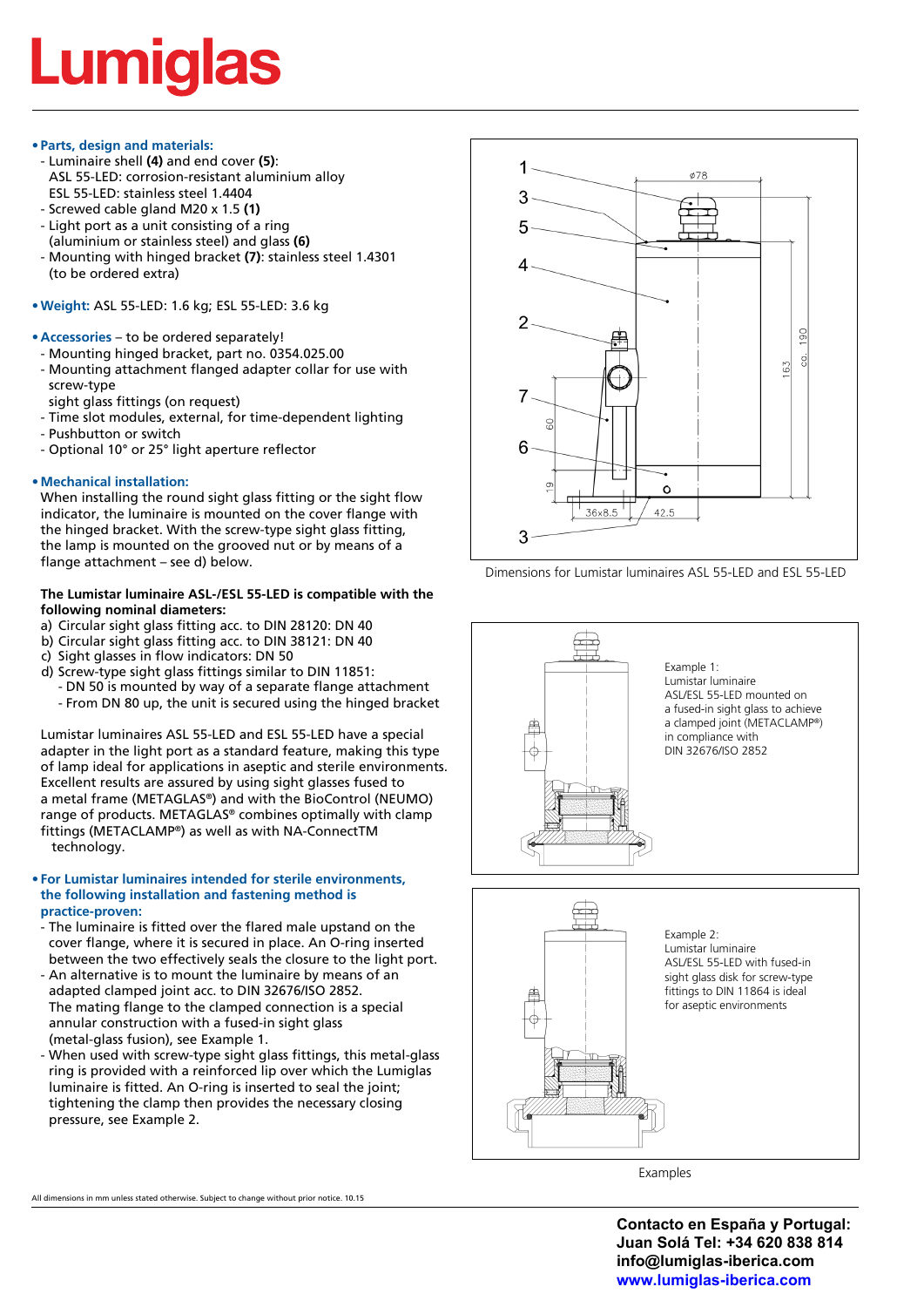# Lumiglas

- **Parts, design and materials:**
  - Luminaire shell **(4)** and end cover **(5)**:
    ASL 55-LED: corrosion-resistant aluminium alloy
    ESL 55-LED: stainless steel 1.4404
  - Screwed cable gland M20 x 1.5 **(1)**
  - Light port as a unit consisting of a ring (aluminium or stainless steel) and glass **(6)**
  - Mounting with hinged bracket **(7)**: stainless steel 1.4301 (to be ordered extra)

- **Weight:** ASL 55-LED: 1.6 kg; ESL 55-LED: 3.6 kg

- **Accessories** – to be ordered separately!
  - Mounting hinged bracket, part no. 0354.025.00
  - Mounting attachment flanged adapter collar for use with screw-type sight glass fittings (on request)
  - Time slot modules, external, for time-dependent lighting
  - Pushbutton or switch
  - Optional 10° or 25° light aperture reflector

- **Mechanical installation:**
  When installing the round sight glass fitting or the sight flow indicator, the luminaire is mounted on the cover flange with the hinged bracket. With the screw-type sight glass fitting, the lamp is mounted on the grooved nut or by means of a flange attachment – see d) below.

**The Lumistar luminaire ASL-/ESL 55-LED is compatible with the following nominal diameters:**

a) Circular sight glass fitting acc. to DIN 28120: DN 40
b) Circular sight glass fitting acc. to DIN 38121: DN 40
c) Sight glasses in flow indicators: DN 50
d) Screw-type sight glass fittings similar to DIN 11851:
   - DN 50 is mounted by way of a separate flange attachment
   - From DN 80 up, the unit is secured using the hinged bracket

Lumistar luminaires ASL 55-LED and ESL 55-LED have a special adapter in the light port as a standard feature, making this type of lamp ideal for applications in aseptic and sterile environments. Excellent results are assured by using sight glasses fused to a metal frame (METAGLAS®) and with the BioControl (NEUMO) range of products. METAGLAS® combines optimally with clamp fittings (METACLAMP®) as well as with NA-ConnectTM technology.

- **For Lumistar luminaires intended for sterile environments, the following installation and fastening method is practice-proven:**
  - The luminaire is fitted over the flared male upstand on the cover flange, where it is secured in place. An O-ring inserted between the two effectively seals the closure to the light port.
  - An alternative is to mount the luminaire by means of an adapted clamped joint acc. to DIN 32676/ISO 2852. The mating flange to the clamped connection is a special annular construction with a fused-in sight glass (metal-glass fusion), see Example 1.
  - When used with screw-type sight glass fittings, this metal-glass ring is provided with a reinforced lip over which the Lumiglas luminaire is fitted. An O-ring is inserted to seal the joint; tightening the clamp then provides the necessary closing pressure, see Example 2.

1
3
5
4
2
7
6
3
ø78
ca. 190
163
60
19
36x8.5
42.5

Dimensions for Lumistar luminaires ASL 55-LED and ESL 55-LED

Example 1:
Lumistar luminaire ASL/ESL 55-LED mounted on a fused-in sight glass to achieve a clamped joint (METACLAMP®) in compliance with DIN 32676/ISO 2852

Example 2:
Lumistar luminaire ASL/ESL 55-LED with fused-in sight glass disk for screw-type fittings to DIN 11864 is ideal for aseptic environments

Examples

All dimensions in mm unless stated otherwise. Subject to change without prior notice. 10.15

**Contacto en España y Portugal:**
**Juan Solá Tel: +34 620 838 814**
**info@lumiglas-iberica.com**
**www.lumiglas-iberica.com**